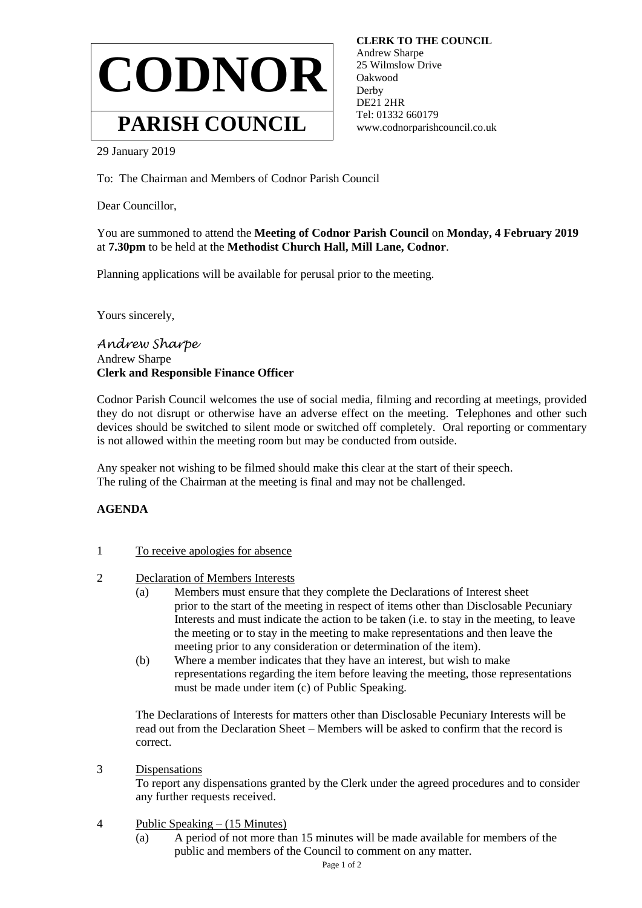# CODNOR

## PARISH COUNCIL

**CLERK TO THE COUNCIL**
Andrew Sharpe
25 Wilmslow Drive
Oakwood
Derby
DE21 2HR
Tel: 01332 660179
www.codnorparishcouncil.co.uk

29 January 2019

To: The Chairman and Members of Codnor Parish Council

Dear Councillor,

You are summoned to attend the **Meeting of Codnor Parish Council** on **Monday, 4 February 2019** at **7.30pm** to be held at the **Methodist Church Hall, Mill Lane, Codnor**.

Planning applications will be available for perusal prior to the meeting.

Yours sincerely,

*Andrew Sharpe*
Andrew Sharpe
**Clerk and Responsible Finance Officer**

Codnor Parish Council welcomes the use of social media, filming and recording at meetings, provided they do not disrupt or otherwise have an adverse effect on the meeting. Telephones and other such devices should be switched to silent mode or switched off completely. Oral reporting or commentary is not allowed within the meeting room but may be conducted from outside.

Any speaker not wishing to be filmed should make this clear at the start of their speech.
The ruling of the Chairman at the meeting is final and may not be challenged.

**AGENDA**

1 To receive apologies for absence

2 Declaration of Members Interests

(a) Members must ensure that they complete the Declarations of Interest sheet prior to the start of the meeting in respect of items other than Disclosable Pecuniary Interests and must indicate the action to be taken (i.e. to stay in the meeting, to leave the meeting or to stay in the meeting to make representations and then leave the meeting prior to any consideration or determination of the item).

(b) Where a member indicates that they have an interest, but wish to make representations regarding the item before leaving the meeting, those representations must be made under item (c) of Public Speaking.

The Declarations of Interests for matters other than Disclosable Pecuniary Interests will be read out from the Declaration Sheet – Members will be asked to confirm that the record is correct.

3 Dispensations

To report any dispensations granted by the Clerk under the agreed procedures and to consider any further requests received.

4 Public Speaking – (15 Minutes)

(a) A period of not more than 15 minutes will be made available for members of the public and members of the Council to comment on any matter.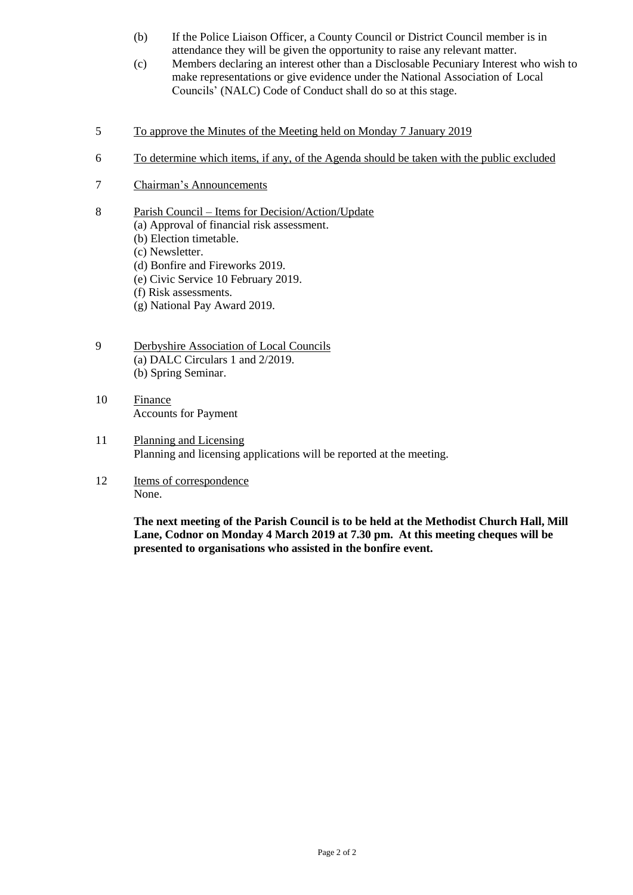(b) If the Police Liaison Officer, a County Council or District Council member is in attendance they will be given the opportunity to raise any relevant matter.

(c) Members declaring an interest other than a Disclosable Pecuniary Interest who wish to make representations or give evidence under the National Association of Local Councils' (NALC) Code of Conduct shall do so at this stage.

5 To approve the Minutes of the Meeting held on Monday 7 January 2019

6 To determine which items, if any, of the Agenda should be taken with the public excluded

7 Chairman's Announcements

8 Parish Council – Items for Decision/Action/Update

(a) Approval of financial risk assessment.
(b) Election timetable.
(c) Newsletter.
(d) Bonfire and Fireworks 2019.
(e) Civic Service 10 February 2019.
(f) Risk assessments.
(g) National Pay Award 2019.

9 Derbyshire Association of Local Councils

(a) DALC Circulars 1 and 2/2019.
(b) Spring Seminar.

10 Finance

Accounts for Payment

11 Planning and Licensing

Planning and licensing applications will be reported at the meeting.

12 Items of correspondence

None.

**The next meeting of the Parish Council is to be held at the Methodist Church Hall, Mill Lane, Codnor on Monday 4 March 2019 at 7.30 pm. At this meeting cheques will be presented to organisations who assisted in the bonfire event.**